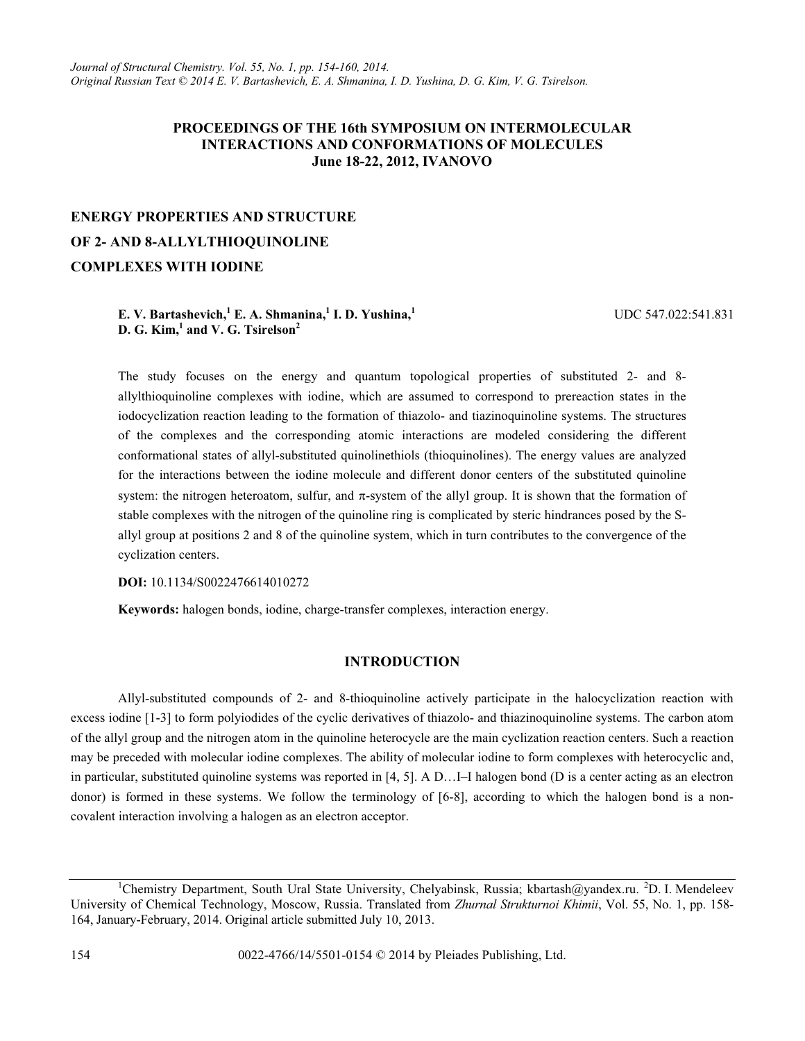# PROCEEDINGS OF THE 16th SYMPOSIUM ON INTERMOLECULAR INTERACTIONS AND CONFORMATIONS OF MOLECULES
## June 18-22, 2012, IVANOVO

# ENERGY PROPERTIES AND STRUCTURE OF 2- AND 8-ALLYLTHIOQUINOLINE COMPLEXES WITH IODINE

**E. V. Bartashevich,[1] E. A. Shmanina,[1] I. D. Yushina,[1] D. G. Kim,[1] and V. G. Tsirelson[2]**

UDC 547.022:541.831

The study focuses on the energy and quantum topological properties of substituted 2- and 8-allylthioquinoline complexes with iodine, which are assumed to correspond to prereaction states in the iodocyclization reaction leading to the formation of thiazolo- and tiazinoquinoline systems. The structures of the complexes and the corresponding atomic interactions are modeled considering the different conformational states of allyl-substituted quinolinethiols (thioquinolines). The energy values are analyzed for the interactions between the iodine molecule and different donor centers of the substituted quinoline system: the nitrogen heteroatom, sulfur, and $\pi$-system of the allyl group. It is shown that the formation of stable complexes with the nitrogen of the quinoline ring is complicated by steric hindrances posed by the S-allyl group at positions 2 and 8 of the quinoline system, which in turn contributes to the convergence of the cyclization centers.

**DOI:** 10.1134/S0022476614010272

**Keywords:** halogen bonds, iodine, charge-transfer complexes, interaction energy.

## INTRODUCTION

Allyl-substituted compounds of 2- and 8-thioquinoline actively participate in the halocyclization reaction with excess iodine [1-3] to form polyiodides of the cyclic derivatives of thiazolo- and thiazinoquinoline systems. The carbon atom of the allyl group and the nitrogen atom in the quinoline heterocycle are the main cyclization reaction centers. Such a reaction may be preceded with molecular iodine complexes. The ability of molecular iodine to form complexes with heterocyclic and, in particular, substituted quinoline systems was reported in [4, 5]. A D…I–I halogen bond (D is a center acting as an electron donor) is formed in these systems. We follow the terminology of [6-8], according to which the halogen bond is a non-covalent interaction involving a halogen as an electron acceptor.

---

[1]Chemistry Department, South Ural State University, Chelyabinsk, Russia; kbartash@yandex.ru. [2]D. I. Mendeleev University of Chemical Technology, Moscow, Russia. Translated from *Zhurnal Strukturnoi Khimii*, Vol. 55, No. 1, pp. 158-164, January-February, 2014. Original article submitted July 10, 2013.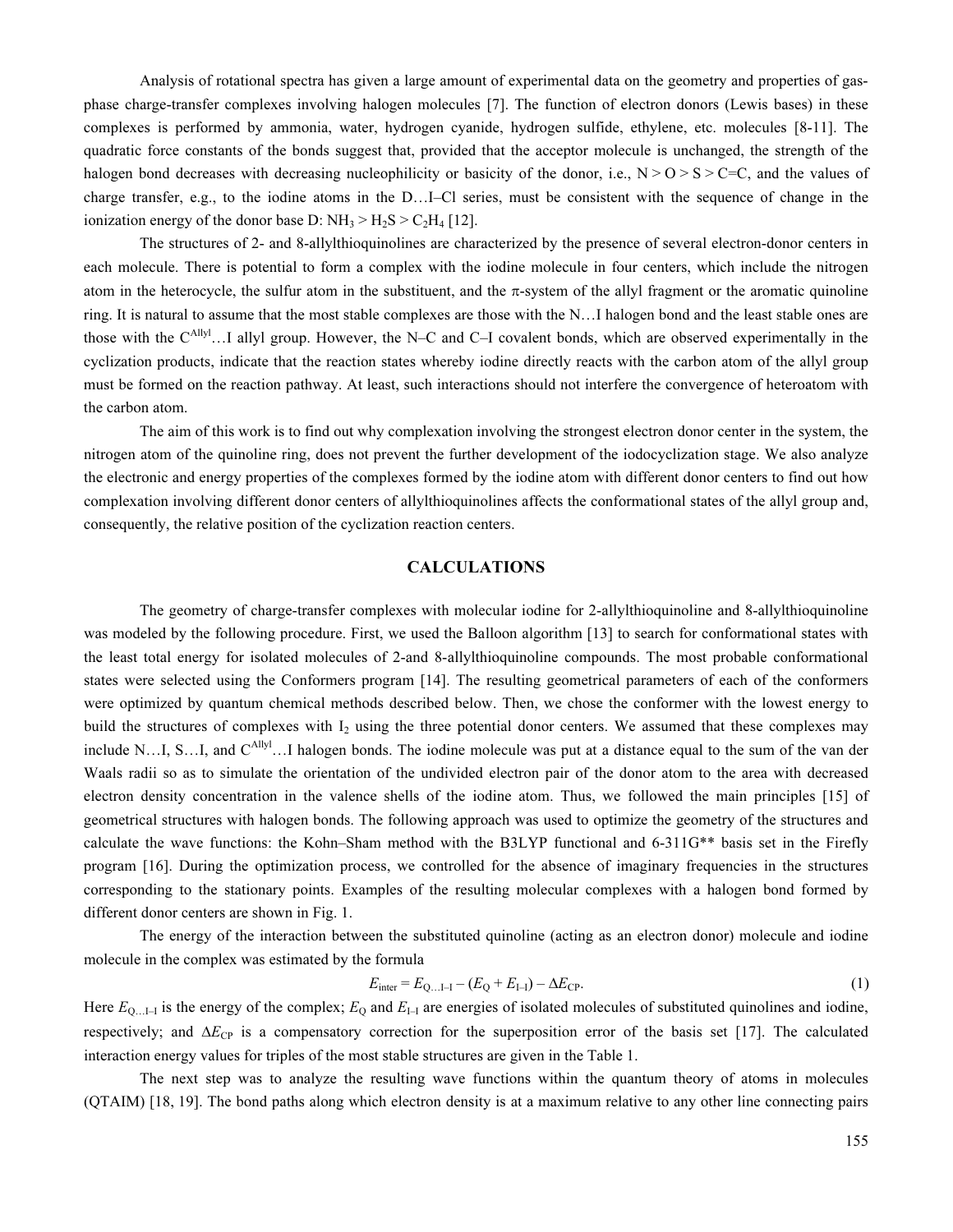Analysis of rotational spectra has given a large amount of experimental data on the geometry and properties of gas-phase charge-transfer complexes involving halogen molecules [7]. The function of electron donors (Lewis bases) in these complexes is performed by ammonia, water, hydrogen cyanide, hydrogen sulfide, ethylene, etc. molecules [8-11]. The quadratic force constants of the bonds suggest that, provided that the acceptor molecule is unchanged, the strength of the halogen bond decreases with decreasing nucleophilicity or basicity of the donor, i.e., N > O > S > C=C, and the values of charge transfer, e.g., to the iodine atoms in the D…I–Cl series, must be consistent with the sequence of change in the ionization energy of the donor base D: $NH_3$ > $H_2S$ > $C_2H_4$ [12].

The structures of 2- and 8-allylthioquinolines are characterized by the presence of several electron-donor centers in each molecule. There is potential to form a complex with the iodine molecule in four centers, which include the nitrogen atom in the heterocycle, the sulfur atom in the substituent, and the π-system of the allyl fragment or the aromatic quinoline ring. It is natural to assume that the most stable complexes are those with the N…I halogen bond and the least stable ones are those with the $C^{Allyl}$…I allyl group. However, the N–C and C–I covalent bonds, which are observed experimentally in the cyclization products, indicate that the reaction states whereby iodine directly reacts with the carbon atom of the allyl group must be formed on the reaction pathway. At least, such interactions should not interfere the convergence of heteroatom with the carbon atom.

The aim of this work is to find out why complexation involving the strongest electron donor center in the system, the nitrogen atom of the quinoline ring, does not prevent the further development of the iodocyclization stage. We also analyze the electronic and energy properties of the complexes formed by the iodine atom with different donor centers to find out how complexation involving different donor centers of allylthioquinolines affects the conformational states of the allyl group and, consequently, the relative position of the cyclization reaction centers.

## CALCULATIONS

The geometry of charge-transfer complexes with molecular iodine for 2-allylthioquinoline and 8-allylthioquinoline was modeled by the following procedure. First, we used the Balloon algorithm [13] to search for conformational states with the least total energy for isolated molecules of 2-and 8-allylthioquinoline compounds. The most probable conformational states were selected using the Conformers program [14]. The resulting geometrical parameters of each of the conformers were optimized by quantum chemical methods described below. Then, we chose the conformer with the lowest energy to build the structures of complexes with $I_2$ using the three potential donor centers. We assumed that these complexes may include N…I, S…I, and $C^{Allyl}$…I halogen bonds. The iodine molecule was put at a distance equal to the sum of the van der Waals radii so as to simulate the orientation of the undivided electron pair of the donor atom to the area with decreased electron density concentration in the valence shells of the iodine atom. Thus, we followed the main principles [15] of geometrical structures with halogen bonds. The following approach was used to optimize the geometry of the structures and calculate the wave functions: the Kohn–Sham method with the B3LYP functional and 6-311G** basis set in the Firefly program [16]. During the optimization process, we controlled for the absence of imaginary frequencies in the structures corresponding to the stationary points. Examples of the resulting molecular complexes with a halogen bond formed by different donor centers are shown in Fig. 1.

The energy of the interaction between the substituted quinoline (acting as an electron donor) molecule and iodine molecule in the complex was estimated by the formula

$$E_{inter} = E_{Q…I–I} - (E_Q + E_{I–I}) - \Delta E_{CP}. \quad (1)$$

Here $E_{Q…I–I}$ is the energy of the complex; $E_Q$ and $E_{I–I}$ are energies of isolated molecules of substituted quinolines and iodine, respectively; and $\Delta E_{CP}$ is a compensatory correction for the superposition error of the basis set [17]. The calculated interaction energy values for triples of the most stable structures are given in the Table 1.

The next step was to analyze the resulting wave functions within the quantum theory of atoms in molecules (QTAIM) [18, 19]. The bond paths along which electron density is at a maximum relative to any other line connecting pairs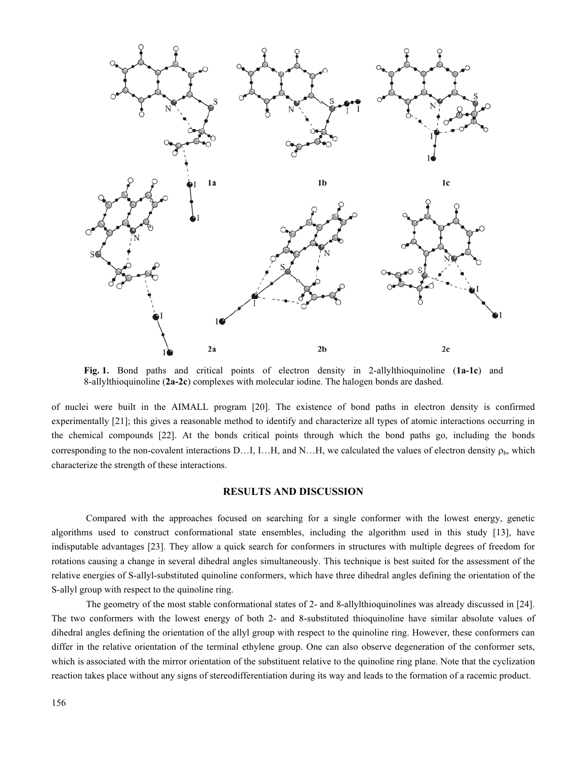**Fig. 1.** Bond paths and critical points of electron density in 2-allylthioquinoline (**1a-1c**) and 8-allylthioquinoline (**2a-2c**) complexes with molecular iodine. The halogen bonds are dashed.

of nuclei were built in the AIMALL program [20]. The existence of bond paths in electron density is confirmed experimentally [21]; this gives a reasonable method to identify and characterize all types of atomic interactions occurring in the chemical compounds [22]. At the bonds critical points through which the bond paths go, including the bonds corresponding to the non-covalent interactions D…I, I…H, and N…H, we calculated the values of electron density $\rho_b$, which characterize the strength of these interactions.

## RESULTS AND DISCUSSION

Compared with the approaches focused on searching for a single conformer with the lowest energy, genetic algorithms used to construct conformational state ensembles, including the algorithm used in this study [13], have indisputable advantages [23]. They allow a quick search for conformers in structures with multiple degrees of freedom for rotations causing a change in several dihedral angles simultaneously. This technique is best suited for the assessment of the relative energies of S-allyl-substituted quinoline conformers, which have three dihedral angles defining the orientation of the S-allyl group with respect to the quinoline ring.

The geometry of the most stable conformational states of 2- and 8-allylthioquinolines was already discussed in [24]. The two conformers with the lowest energy of both 2- and 8-substituted thioquinoline have similar absolute values of dihedral angles defining the orientation of the allyl group with respect to the quinoline ring. However, these conformers can differ in the relative orientation of the terminal ethylene group. One can also observe degeneration of the conformer sets, which is associated with the mirror orientation of the substituent relative to the quinoline ring plane. Note that the cyclization reaction takes place without any signs of stereodifferentiation during its way and leads to the formation of a racemic product.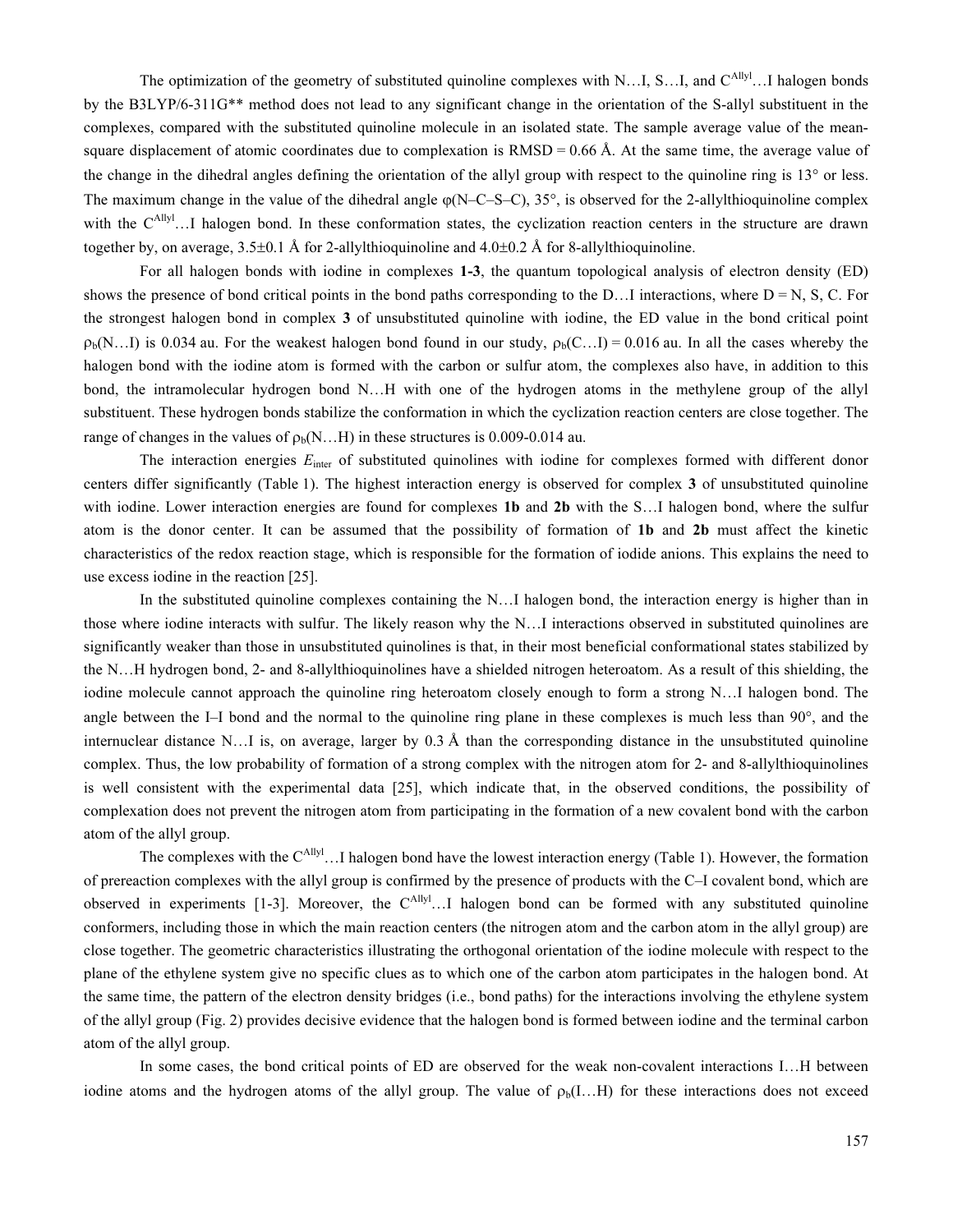The optimization of the geometry of substituted quinoline complexes with N…I, S…I, and $C^{Allyl}$…I halogen bonds by the B3LYP/6-311G** method does not lead to any significant change in the orientation of the S-allyl substituent in the complexes, compared with the substituted quinoline molecule in an isolated state. The sample average value of the mean-square displacement of atomic coordinates due to complexation is RMSD = 0.66 Å. At the same time, the average value of the change in the dihedral angles defining the orientation of the allyl group with respect to the quinoline ring is 13° or less. The maximum change in the value of the dihedral angle φ(N–C–S–C), 35°, is observed for the 2-allylthioquinoline complex with the $C^{Allyl}$…I halogen bond. In these conformation states, the cyclization reaction centers in the structure are drawn together by, on average, 3.5±0.1 Å for 2-allylthioquinoline and 4.0±0.2 Å for 8-allylthioquinoline.

For all halogen bonds with iodine in complexes **1-3**, the quantum topological analysis of electron density (ED) shows the presence of bond critical points in the bond paths corresponding to the D…I interactions, where D = N, S, C. For the strongest halogen bond in complex **3** of unsubstituted quinoline with iodine, the ED value in the bond critical point $\rho_b$(N…I) is 0.034 au. For the weakest halogen bond found in our study, $\rho_b$(C…I) = 0.016 au. In all the cases whereby the halogen bond with the iodine atom is formed with the carbon or sulfur atom, the complexes also have, in addition to this bond, the intramolecular hydrogen bond N…H with one of the hydrogen atoms in the methylene group of the allyl substituent. These hydrogen bonds stabilize the conformation in which the cyclization reaction centers are close together. The range of changes in the values of $\rho_b$(N…H) in these structures is 0.009-0.014 au.

The interaction energies $E_{inter}$ of substituted quinolines with iodine for complexes formed with different donor centers differ significantly (Table 1). The highest interaction energy is observed for complex **3** of unsubstituted quinoline with iodine. Lower interaction energies are found for complexes **1b** and **2b** with the S…I halogen bond, where the sulfur atom is the donor center. It can be assumed that the possibility of formation of **1b** and **2b** must affect the kinetic characteristics of the redox reaction stage, which is responsible for the formation of iodide anions. This explains the need to use excess iodine in the reaction [25].

In the substituted quinoline complexes containing the N…I halogen bond, the interaction energy is higher than in those where iodine interacts with sulfur. The likely reason why the N…I interactions observed in substituted quinolines are significantly weaker than those in unsubstituted quinolines is that, in their most beneficial conformational states stabilized by the N…H hydrogen bond, 2- and 8-allylthioquinolines have a shielded nitrogen heteroatom. As a result of this shielding, the iodine molecule cannot approach the quinoline ring heteroatom closely enough to form a strong N…I halogen bond. The angle between the I–I bond and the normal to the quinoline ring plane in these complexes is much less than 90°, and the internuclear distance N…I is, on average, larger by 0.3 Å than the corresponding distance in the unsubstituted quinoline complex. Thus, the low probability of formation of a strong complex with the nitrogen atom for 2- and 8-allylthioquinolines is well consistent with the experimental data [25], which indicate that, in the observed conditions, the possibility of complexation does not prevent the nitrogen atom from participating in the formation of a new covalent bond with the carbon atom of the allyl group.

The complexes with the $C^{Allyl}$…I halogen bond have the lowest interaction energy (Table 1). However, the formation of prereaction complexes with the allyl group is confirmed by the presence of products with the C–I covalent bond, which are observed in experiments [1-3]. Moreover, the $C^{Allyl}$…I halogen bond can be formed with any substituted quinoline conformers, including those in which the main reaction centers (the nitrogen atom and the carbon atom in the allyl group) are close together. The geometric characteristics illustrating the orthogonal orientation of the iodine molecule with respect to the plane of the ethylene system give no specific clues as to which one of the carbon atom participates in the halogen bond. At the same time, the pattern of the electron density bridges (i.e., bond paths) for the interactions involving the ethylene system of the allyl group (Fig. 2) provides decisive evidence that the halogen bond is formed between iodine and the terminal carbon atom of the allyl group.

In some cases, the bond critical points of ED are observed for the weak non-covalent interactions I…H between iodine atoms and the hydrogen atoms of the allyl group. The value of $\rho_b$(I…H) for these interactions does not exceed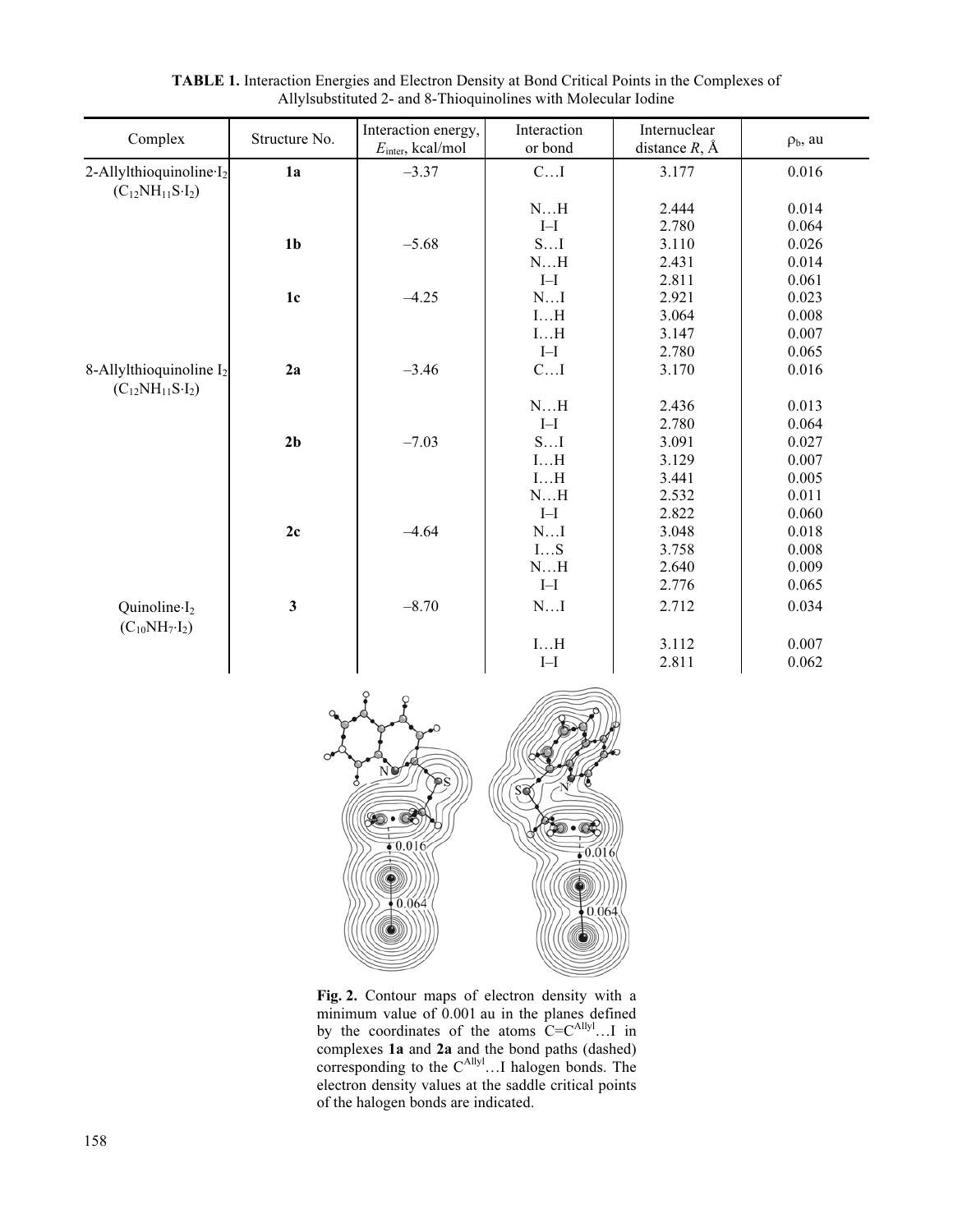**TABLE 1.** Interaction Energies and Electron Density at Bond Critical Points in the Complexes of Allylsubstituted 2- and 8-Thioquinolines with Molecular Iodine

| Complex | Structure No. | Interaction energy, $E_{inter}$, kcal/mol | Interaction or bond | Internuclear distance $R$, Å | $\rho_b$, au |
|---|---|---|---|---|---|
| 2-Allylthioquinoline·$I_2$ ($C_{12}NH_{11}S{\cdot}I_2$) | **1a** | –3.37 | C…I | 3.177 | 0.016 |
| | | | N…H | 2.444 | 0.014 |
| | | | I–I | 2.780 | 0.064 |
| | **1b** | –5.68 | S…I | 3.110 | 0.026 |
| | | | N…H | 2.431 | 0.014 |
| | | | I–I | 2.811 | 0.061 |
| | **1c** | –4.25 | N…I | 2.921 | 0.023 |
| | | | I…H | 3.064 | 0.008 |
| | | | I…H | 3.147 | 0.007 |
| | | | I–I | 2.780 | 0.065 |
| 8-Allylthioquinoline $I_2$ ($C_{12}NH_{11}S{\cdot}I_2$) | **2a** | –3.46 | C…I | 3.170 | 0.016 |
| | | | N…H | 2.436 | 0.013 |
| | | | I–I | 2.780 | 0.064 |
| | **2b** | –7.03 | S…I | 3.091 | 0.027 |
| | | | I…H | 3.129 | 0.007 |
| | | | I…H | 3.441 | 0.005 |
| | | | N…H | 2.532 | 0.011 |
| | | | I–I | 2.822 | 0.060 |
| | **2c** | –4.64 | N…I | 3.048 | 0.018 |
| | | | I…S | 3.758 | 0.008 |
| | | | N…H | 2.640 | 0.009 |
| | | | I–I | 2.776 | 0.065 |
| Quinoline·$I_2$ ($C_{10}NH_7{\cdot}I_2$) | **3** | –8.70 | N…I | 2.712 | 0.034 |
| | | | I…H | 3.112 | 0.007 |
| | | | I–I | 2.811 | 0.062 |

**Fig. 2.** Contour maps of electron density with a minimum value of 0.001 au in the planes defined by the coordinates of the atoms $C{=}C^{Allyl}{\ldots}I$ in complexes **1a** and **2a** and the bond paths (dashed) corresponding to the $C^{Allyl}{\ldots}I$ halogen bonds. The electron density values at the saddle critical points of the halogen bonds are indicated.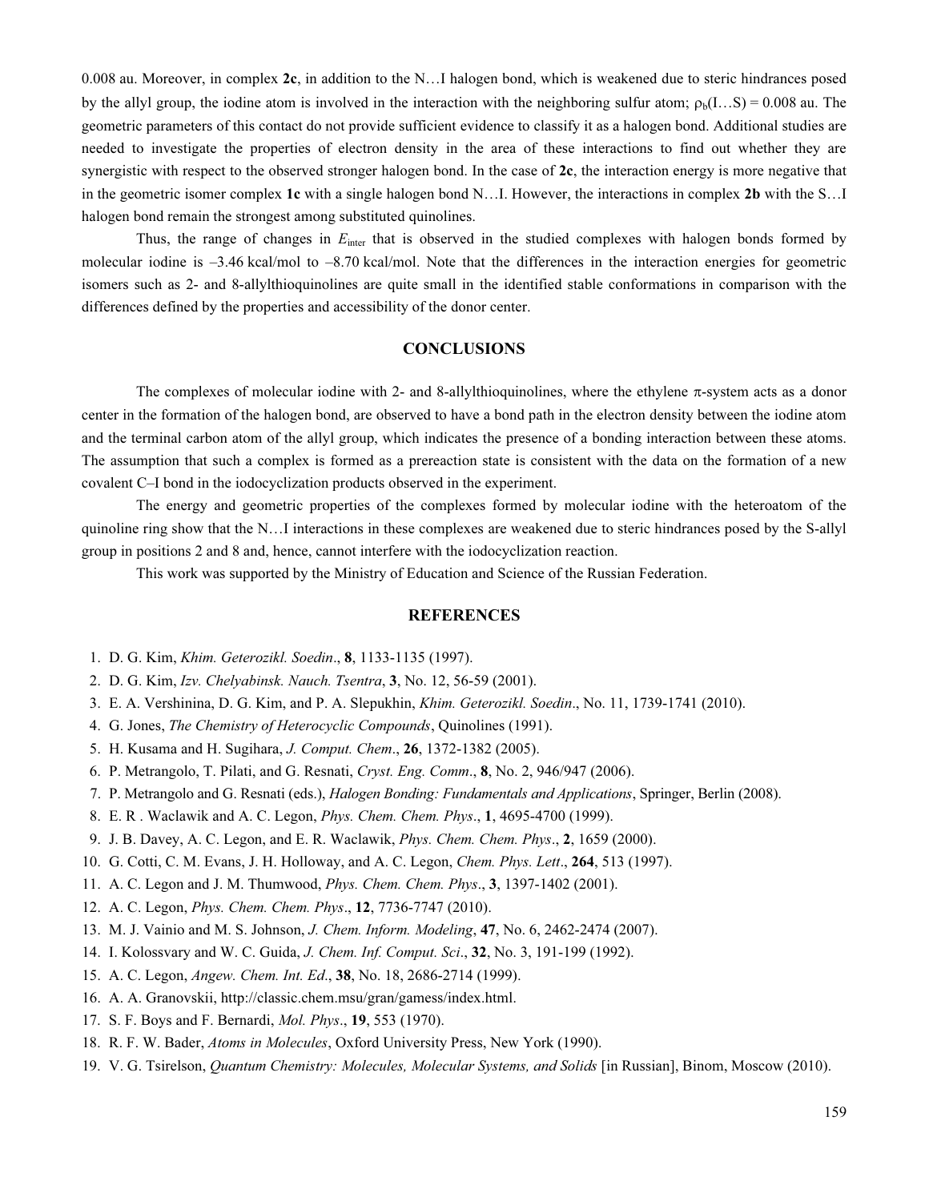0.008 au. Moreover, in complex **2c**, in addition to the N…I halogen bond, which is weakened due to steric hindrances posed by the allyl group, the iodine atom is involved in the interaction with the neighboring sulfur atom; $\rho_b$(I…S) = 0.008 au. The geometric parameters of this contact do not provide sufficient evidence to classify it as a halogen bond. Additional studies are needed to investigate the properties of electron density in the area of these interactions to find out whether they are synergistic with respect to the observed stronger halogen bond. In the case of **2c**, the interaction energy is more negative that in the geometric isomer complex **1c** with a single halogen bond N…I. However, the interactions in complex **2b** with the S…I halogen bond remain the strongest among substituted quinolines.

Thus, the range of changes in $E_{inter}$ that is observed in the studied complexes with halogen bonds formed by molecular iodine is –3.46 kcal/mol to –8.70 kcal/mol. Note that the differences in the interaction energies for geometric isomers such as 2- and 8-allylthioquinolines are quite small in the identified stable conformations in comparison with the differences defined by the properties and accessibility of the donor center.

## CONCLUSIONS

The complexes of molecular iodine with 2- and 8-allylthioquinolines, where the ethylene $\pi$-system acts as a donor center in the formation of the halogen bond, are observed to have a bond path in the electron density between the iodine atom and the terminal carbon atom of the allyl group, which indicates the presence of a bonding interaction between these atoms. The assumption that such a complex is formed as a prereaction state is consistent with the data on the formation of a new covalent C–I bond in the iodocyclization products observed in the experiment.

The energy and geometric properties of the complexes formed by molecular iodine with the heteroatom of the quinoline ring show that the N…I interactions in these complexes are weakened due to steric hindrances posed by the S-allyl group in positions 2 and 8 and, hence, cannot interfere with the iodocyclization reaction.

This work was supported by the Ministry of Education and Science of the Russian Federation.

## REFERENCES

1. D. G. Kim, *Khim. Geterozikl. Soedin*., **8**, 1133-1135 (1997).
2. D. G. Kim, *Izv. Chelyabinsk. Nauch. Tsentra*, **3**, No. 12, 56-59 (2001).
3. E. A. Vershinina, D. G. Kim, and P. A. Slepukhin, *Khim. Geterozikl. Soedin*., No. 11, 1739-1741 (2010).
4. G. Jones, *The Chemistry of Heterocyclic Compounds*, Quinolines (1991).
5. H. Kusama and H. Sugihara, *J. Comput. Chem*., **26**, 1372-1382 (2005).
6. P. Metrangolo, T. Pilati, and G. Resnati, *Cryst. Eng. Comm*., **8**, No. 2, 946/947 (2006).
7. P. Metrangolo and G. Resnati (eds.), *Halogen Bonding: Fundamentals and Applications*, Springer, Berlin (2008).
8. E. R . Waclawik and A. C. Legon, *Phys. Chem. Chem. Phys*., **1**, 4695-4700 (1999).
9. J. B. Davey, A. C. Legon, and E. R. Waclawik, *Phys. Chem. Chem. Phys*., **2**, 1659 (2000).
10. G. Cotti, C. M. Evans, J. H. Holloway, and A. C. Legon, *Chem. Phys. Lett*., **264**, 513 (1997).
11. A. C. Legon and J. M. Thumwood, *Phys. Chem. Chem. Phys*., **3**, 1397-1402 (2001).
12. A. C. Legon, *Phys. Chem. Chem. Phys*., **12**, 7736-7747 (2010).
13. M. J. Vainio and M. S. Johnson, *J. Chem. Inform. Modeling*, **47**, No. 6, 2462-2474 (2007).
14. I. Kolossvary and W. C. Guida, *J. Chem. Inf. Comput. Sci*., **32**, No. 3, 191-199 (1992).
15. A. C. Legon, *Angew. Chem. Int. Ed*., **38**, No. 18, 2686-2714 (1999).
16. A. A. Granovskii, http://classic.chem.msu/gran/gamess/index.html.
17. S. F. Boys and F. Bernardi, *Mol. Phys*., **19**, 553 (1970).
18. R. F. W. Bader, *Atoms in Molecules*, Oxford University Press, New York (1990).
19. V. G. Tsirelson, *Quantum Chemistry: Molecules, Molecular Systems, and Solids* [in Russian], Binom, Moscow (2010).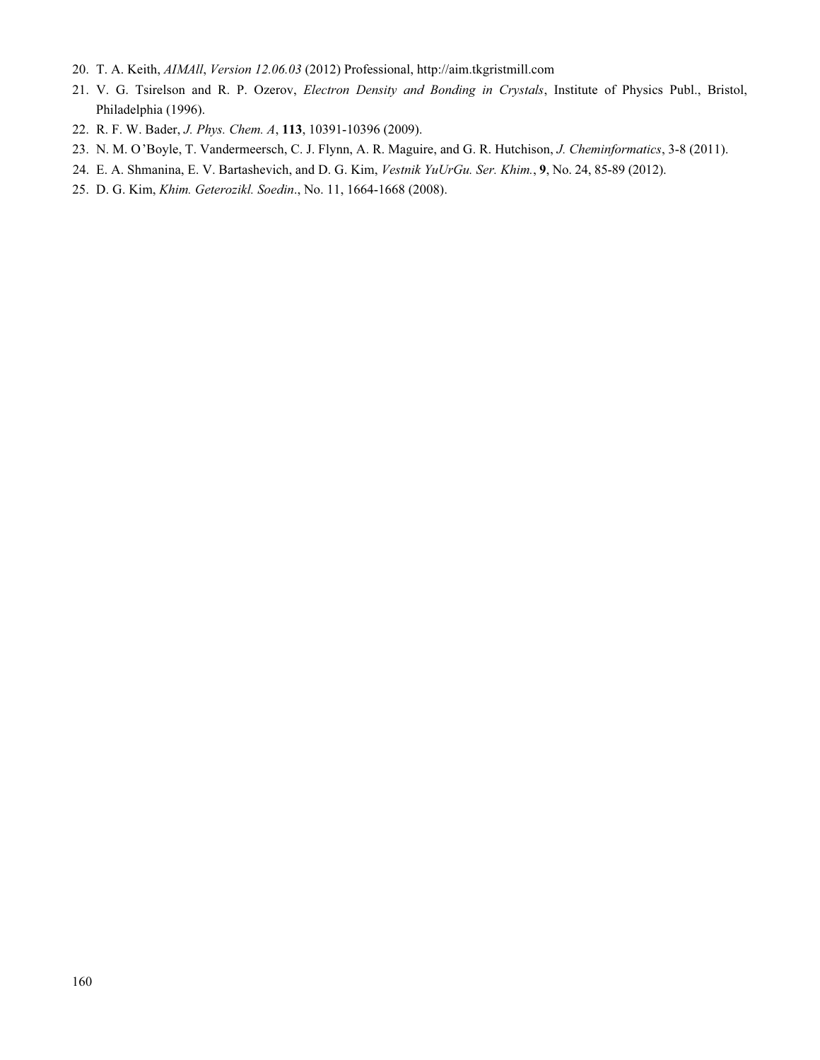20. T. A. Keith, *AIMAll*, *Version 12.06.03* (2012) Professional, http://aim.tkgristmill.com
21. V. G. Tsirelson and R. P. Ozerov, *Electron Density and Bonding in Crystals*, Institute of Physics Publ., Bristol, Philadelphia (1996).
22. R. F. W. Bader, *J. Phys. Chem. A*, **113**, 10391-10396 (2009).
23. N. M. O'Boyle, T. Vandermeersch, C. J. Flynn, A. R. Maguire, and G. R. Hutchison, *J. Cheminformatics*, 3-8 (2011).
24. E. A. Shmanina, E. V. Bartashevich, and D. G. Kim, *Vestnik YuUrGu. Ser. Khim.*, **9**, No. 24, 85-89 (2012).
25. D. G. Kim, *Khim. Geterozikl. Soedin*., No. 11, 1664-1668 (2008).